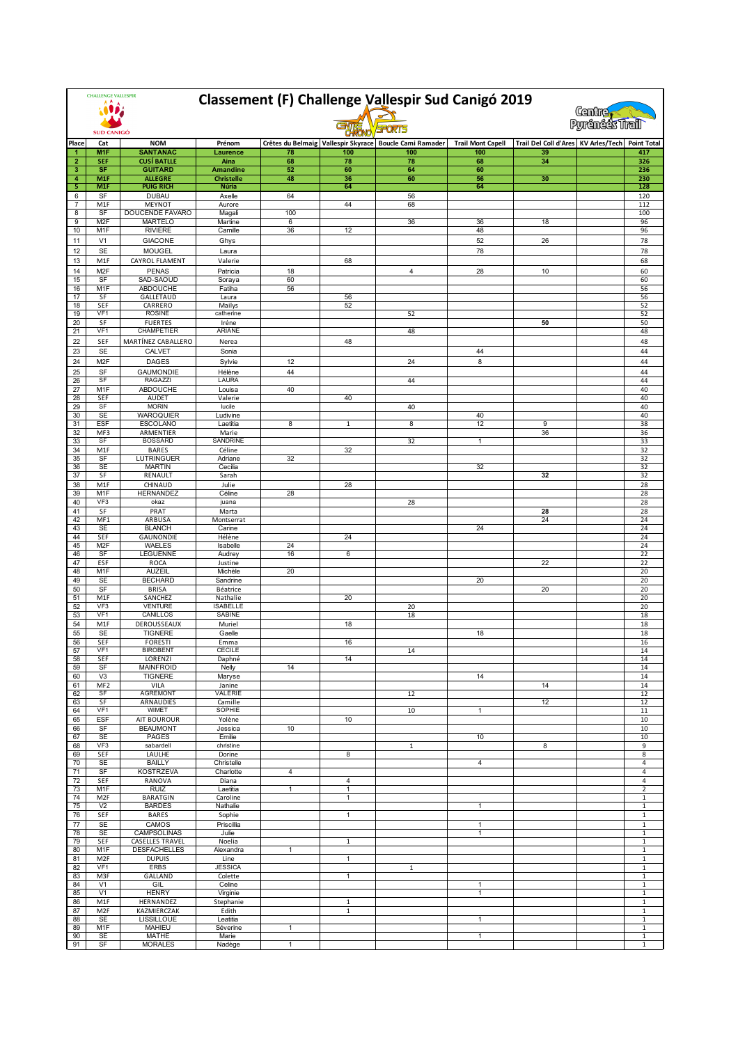# Classement (F) Challenge Vallespir Sud Canigó 2019

| Place | Cat | NOM | Prénom | Crêtes du Belmaig | Vallespir Skyrace | Boucle Cami Ramader | Trail Mont Capell | Trail Del Coll d'Ares | KV Arles/Tech | Point Total |
|---|---|---|---|---|---|---|---|---|---|---|
| 1 | M1F | SANTANAC | Laurence | 78 | 100 | 100 | 100 | 39 | | 417 |
| 2 | SEF | CUSÍ BATLLE | Aina | 68 | 78 | 78 | 68 | 34 | | 326 |
| 3 | SF | GUITARD | Amandine | 52 | 60 | 64 | 60 | | | 236 |
| 4 | M1F | ALLEGRE | Christelle | 48 | 36 | 60 | 56 | 30 | | 230 |
| 5 | M1F | PUIG RICH | Núria | | 64 | | 64 | | | 128 |
| 6 | SF | DUBAU | Axelle | 64 | | 56 | | | | 120 |
| 7 | M1F | MEYNOT | Aurore | | 44 | 68 | | | | 112 |
| 8 | SF | DOUCENDE FAVARO | Magali | 100 | | | | | | 100 |
| 9 | M2F | MARTELO | Martine | 6 | | 36 | 36 | 18 | | 96 |
| 10 | M1F | RIVIERE | Camille | 36 | 12 | | 48 | | | 96 |
| 11 | V1 | GIACONE | Ghys | | | | 52 | 26 | | 78 |
| 12 | SE | MOUGEL | Laura | | | | 78 | | | 78 |
| 13 | M1F | CAYROL FLAMENT | Valerie | | 68 | | | | | 68 |
| 14 | M2F | PENAS | Patricia | 18 | | 4 | 28 | 10 | | 60 |
| 15 | SF | SAD-SAOUD | Soraya | 60 | | | | | | 60 |
| 16 | M1F | ABDOUCHE | Fatiha | 56 | | | | | | 56 |
| 17 | SF | GALLETAUD | Laura | | 56 | | | | | 56 |
| 18 | SEF | CARRERO | Mailys | | 52 | | | | | 52 |
| 19 | VF1 | ROSINE | catherine | | | 52 | | | | 52 |
| 20 | SF | FUERTES | Irène | | | | | 50 | | 50 |
| 21 | VF1 | CHAMPETIER | ARIANE | | | 48 | | | | 48 |
| 22 | SEF | MARTÍNEZ CABALLERO | Nerea | | 48 | | | | | 48 |
| 23 | SE | CALVET | Sonia | | | | 44 | | | 44 |
| 24 | M2F | DAGES | Sylvie | 12 | | 24 | 8 | | | 44 |
| 25 | SF | GAUMONDIE | Hélène | 44 | | | | | | 44 |
| 26 | SF | RAGAZZI | LAURA | | | 44 | | | | 44 |
| 27 | M1F | ABDOUCHE | Louisa | 40 | | | | | | 40 |
| 28 | SEF | AUDET | Valerie | | 40 | | | | | 40 |
| 29 | SF | MORIN | lucile | | | 40 | | | | 40 |
| 30 | SE | WAROQUIER | Ludivine | | | | 40 | | | 40 |
| 31 | ESF | ESCOLANO | Laetitia | 8 | 1 | 8 | 12 | 9 | | 38 |
| 32 | MF3 | ARMENTIER | Marie | | | | | 36 | | 36 |
| 33 | SF | BOSSARD | SANDRINE | | | 32 | 1 | | | 33 |
| 34 | M1F | BARES | Céline | | 32 | | | | | 32 |
| 35 | SF | LUTRINGUER | Adriane | 32 | | | | | | 32 |
| 36 | SE | MARTIN | Cecilia | | | | 32 | | | 32 |
| 37 | SF | RENAULT | Sarah | | | | | 32 | | 32 |
| 38 | M1F | CHINAUD | Julie | | 28 | | | | | 28 |
| 39 | M1F | HERNANDEZ | Céline | 28 | | | | | | 28 |
| 40 | VF3 | okaz | juana | | | 28 | | | | 28 |
| 41 | SF | PRAT | Marta | | | | | 28 | | 28 |
| 42 | MF1 | ARBUSA | Montserrat | | | | | 24 | | 24 |
| 43 | SE | BLANCH | Carine | | | | 24 | | | 24 |
| 44 | SEF | GAUNONDIE | Hélène | | 24 | | | | | 24 |
| 45 | M2F | WAELES | Isabelle | 24 | | | | | | 24 |
| 46 | SF | LEGUENNE | Audrey | 16 | 6 | | | | | 22 |
| 47 | ESF | ROCA | Justine | | | | | 22 | | 22 |
| 48 | M1F | AUZEIL | Michèle | 20 | | | | | | 20 |
| 49 | SE | BECHARD | Sandrine | | | | 20 | | | 20 |
| 50 | SF | BRISA | Béatrice | | | | | 20 | | 20 |
| 51 | M1F | SANCHEZ | Nathalie | | 20 | | | | | 20 |
| 52 | VF3 | VENTURE | ISABELLE | | | 20 | | | | 20 |
| 53 | VF1 | CANILLOS | SABINE | | | 18 | | | | 18 |
| 54 | M1F | DEROUSSEAUX | Muriel | | 18 | | | | | 18 |
| 55 | SE | TIGNERE | Gaelle | | | | 18 | | | 18 |
| 56 | SEF | FORESTI | Emma | | 16 | | | | | 16 |
| 57 | VF1 | BIROBENT | CECILE | | | 14 | | | | 14 |
| 58 | SEF | LORENZI | Daphné | | 14 | | | | | 14 |
| 59 | SF | MAINFROID | Nelly | 14 | | | | | | 14 |
| 60 | V3 | TIGNERE | Maryse | | | | 14 | | | 14 |
| 61 | MF2 | VILA | Janine | | | | | 14 | | 14 |
| 62 | SF | AGREMONT | VALERIE | | | 12 | | | | 12 |
| 63 | SF | ARNAUDIES | Camille | | | | | 12 | | 12 |
| 64 | VF1 | WIMET | SOPHIE | | | 10 | 1 | | | 11 |
| 65 | ESF | AIT BOUROUR | Yolène | | 10 | | | | | 10 |
| 66 | SF | BEAUMONT | Jessica | 10 | | | | | | 10 |
| 67 | SE | PAGES | Emilie | | | | 10 | | | 10 |
| 68 | VF3 | sabardell | christine | | | 1 | | 8 | | 9 |
| 69 | SEF | LAULHE | Dorine | | 8 | | | | | 8 |
| 70 | SE | BAILLY | Christelle | | | | 4 | | | 4 |
| 71 | SF | KOSTRZEVA | Charlotte | 4 | | | | | | 4 |
| 72 | SEF | RANOVA | Diana | | 4 | | | | | 4 |
| 73 | M1F | RUIZ | Laetitia | 1 | 1 | | | | | 2 |
| 74 | M2F | BARATGIN | Caroline | | 1 | | | | | 1 |
| 75 | V2 | BARDES | Nathalie | | | | 1 | | | 1 |
| 76 | SEF | BARES | Sophie | | 1 | | | | | 1 |
| 77 | SE | CAMOS | Priscillia | | | | 1 | | | 1 |
| 78 | SE | CAMPSOLINAS | Julie | | | | 1 | | | 1 |
| 79 | SEF | CASELLES TRAVEL | Noelia | | 1 | | | | | 1 |
| 80 | M1F | DESFACHELLES | Alexandra | 1 | | | | | | 1 |
| 81 | M2F | DUPUIS | Line | | 1 | | | | | 1 |
| 82 | VF1 | ERBS | JESSICA | | | 1 | | | | 1 |
| 83 | M3F | GALLAND | Colette | | 1 | | | | | 1 |
| 84 | V1 | GIL | Celine | | | | 1 | | | 1 |
| 85 | V1 | HENRY | Virginie | | | | 1 | | | 1 |
| 86 | M1F | HERNANDEZ | Stephanie | | 1 | | | | | 1 |
| 87 | M2F | KAZMIERCZAK | Edith | | 1 | | | | | 1 |
| 88 | SE | LISSILLOUE | Leatitia | | | | 1 | | | 1 |
| 89 | M1F | MAHIEU | Séverine | 1 | | | | | | 1 |
| 90 | SE | MATHE | Marie | | | | 1 | | | 1 |
| 91 | SF | MORALES | Nadège | 1 | | | | | | 1 |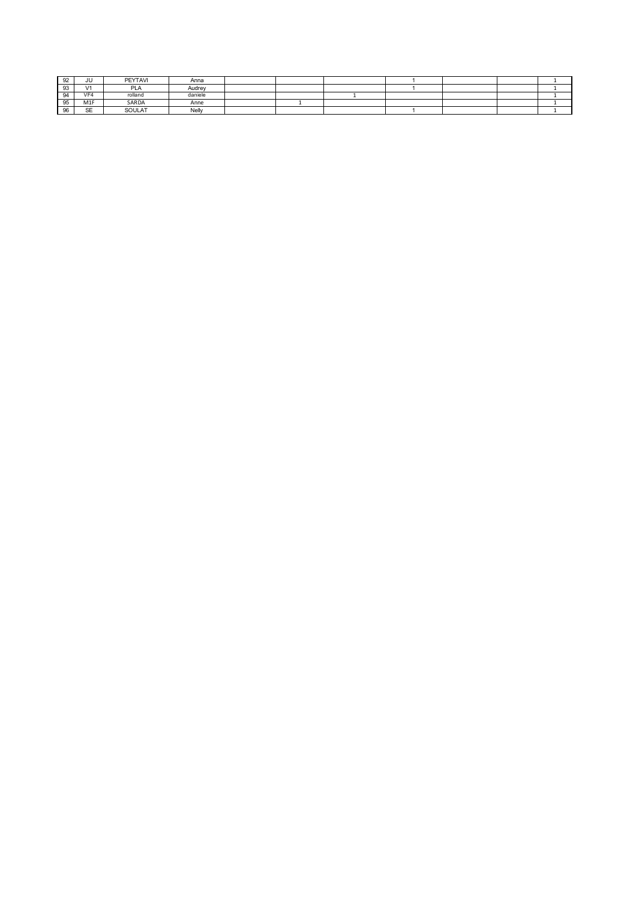| | | | | | | | | | | |
|---|---|---|---|---|---|---|---|---|---|---|
| 92 | JU | PEYTAVI | Anna | | | | 1 | | | 1 |
| 93 | V1 | PLA | Audrey | | | | 1 | | | 1 |
| 94 | VF4 | rolland | daniele | | | 1 | | | | 1 |
| 95 | M1F | SARDA | Anne | | 1 | | | | | 1 |
| 96 | SE | SOULAT | Nelly | | | | 1 | | | 1 |